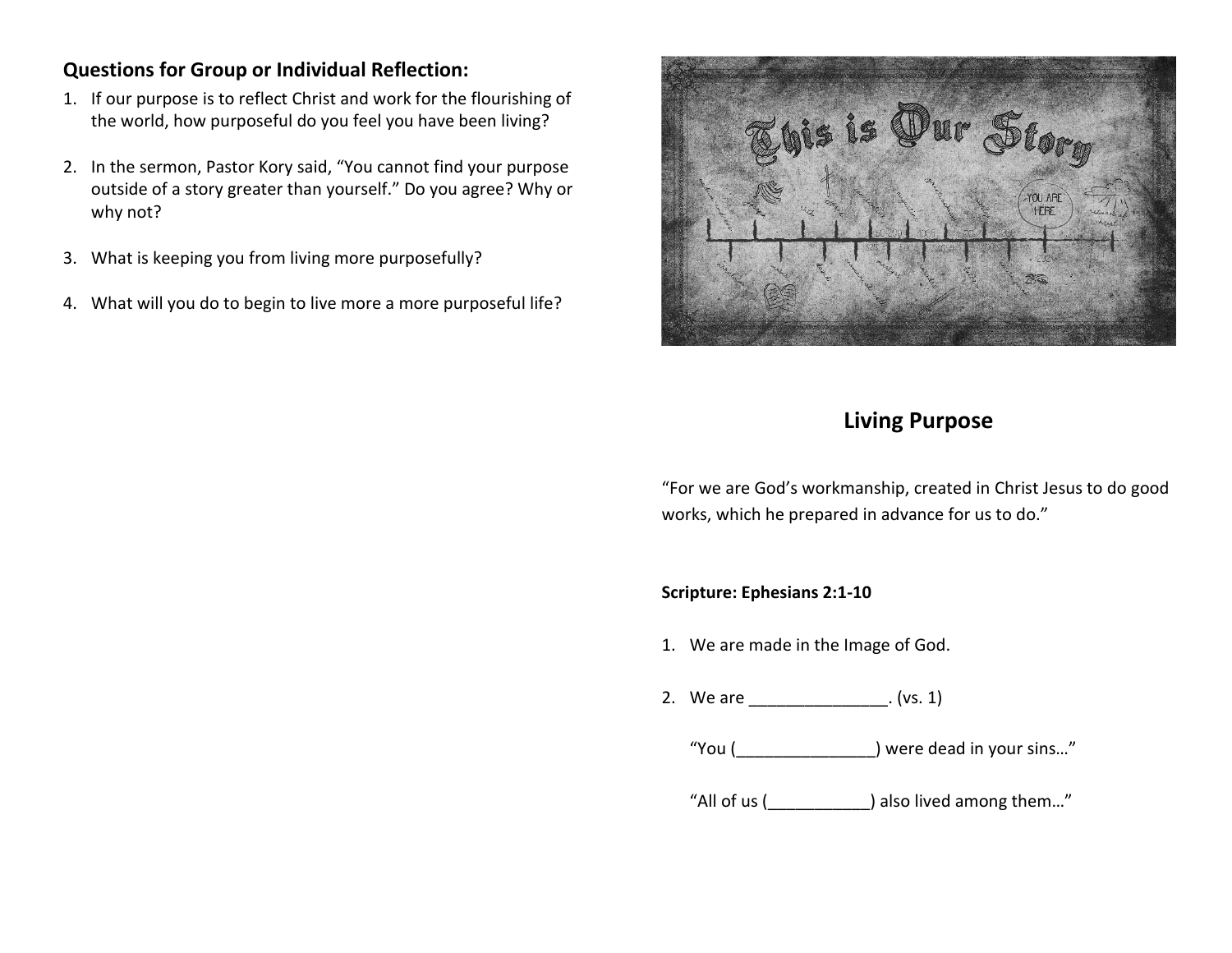## Questions for Group or Individual Reflection:

1. If our purpose is to reflect Christ and work for the flourishing of the world, how purposeful do you feel you have been living?

2. In the sermon, Pastor Kory said, "You cannot find your purpose outside of a story greater than yourself." Do you agree? Why or why not?

3. What is keeping you from living more purposefully?

4. What will you do to begin to live more a more purposeful life?

# Living Purpose

"For we are God's workmanship, created in Christ Jesus to do good works, which he prepared in advance for us to do."

**Scripture: Ephesians 2:1-10**

1. We are made in the Image of God.

2. We are _______________. (vs. 1)

   "You (_______________) were dead in your sins…"

   "All of us (___________) also lived among them…"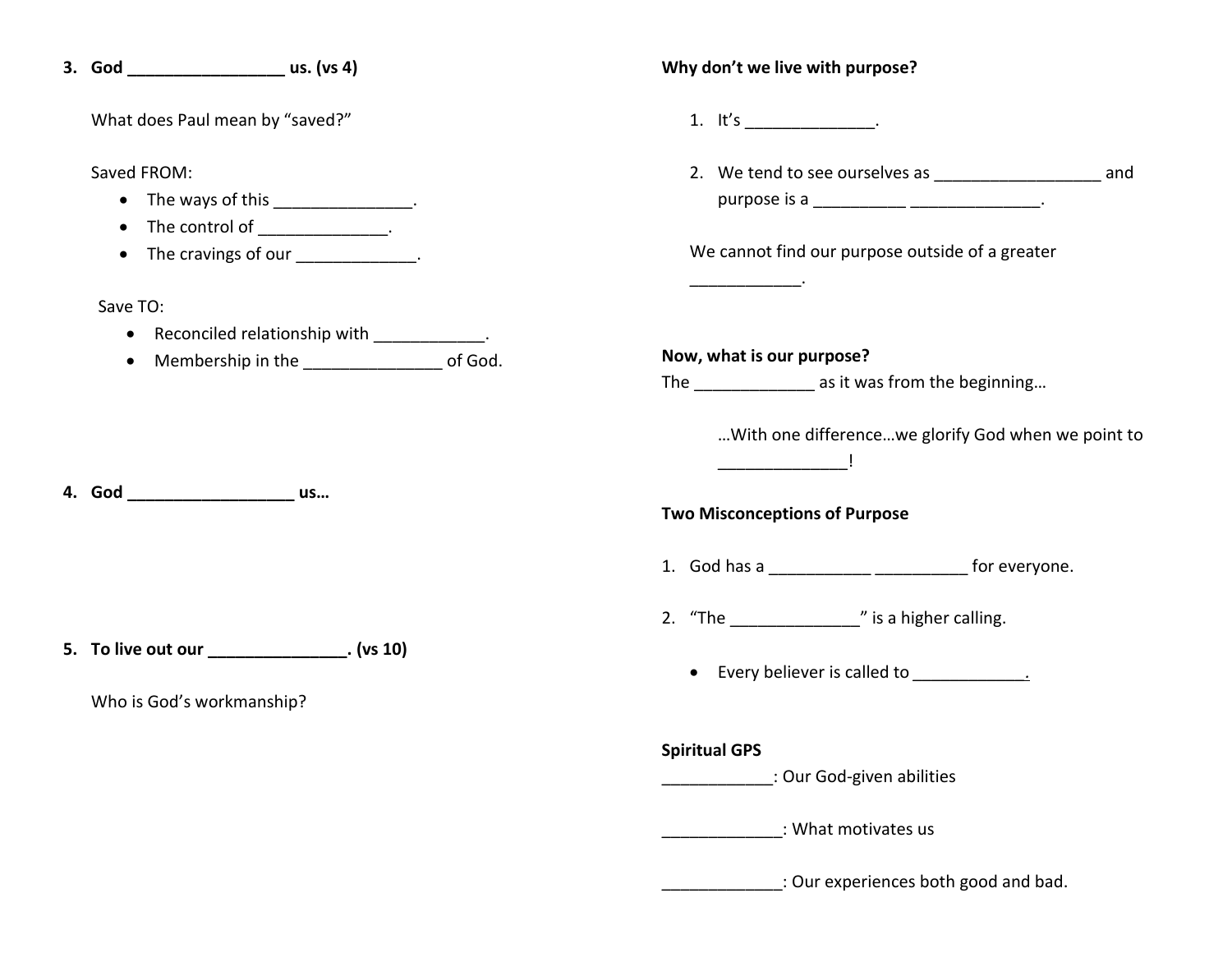3. **God _________________ us. (vs 4)**

   What does Paul mean by "saved?"

   Saved FROM:

   - The ways of this _______________.
   - The control of ______________.
   - The cravings of our _____________.

   Save TO:

   - Reconciled relationship with ____________.
   - Membership in the _______________ of God.

4. **God __________________ us…**

5. **To live out our _______________. (vs 10)**

   Who is God's workmanship?

**Why don't we live with purpose?**

1. It's ______________.
2. We tend to see ourselves as __________________ and purpose is a __________ ______________.

We cannot find our purpose outside of a greater ____________.

**Now, what is our purpose?**

The _____________ as it was from the beginning…

…With one difference…we glorify God when we point to ______________!

**Two Misconceptions of Purpose**

1. God has a ___________ __________ for everyone.
2. "The ______________" is a higher calling.
   - Every believer is called to ____________.

**Spiritual GPS**

____________: Our God-given abilities

_____________: What motivates us

_____________: Our experiences both good and bad.